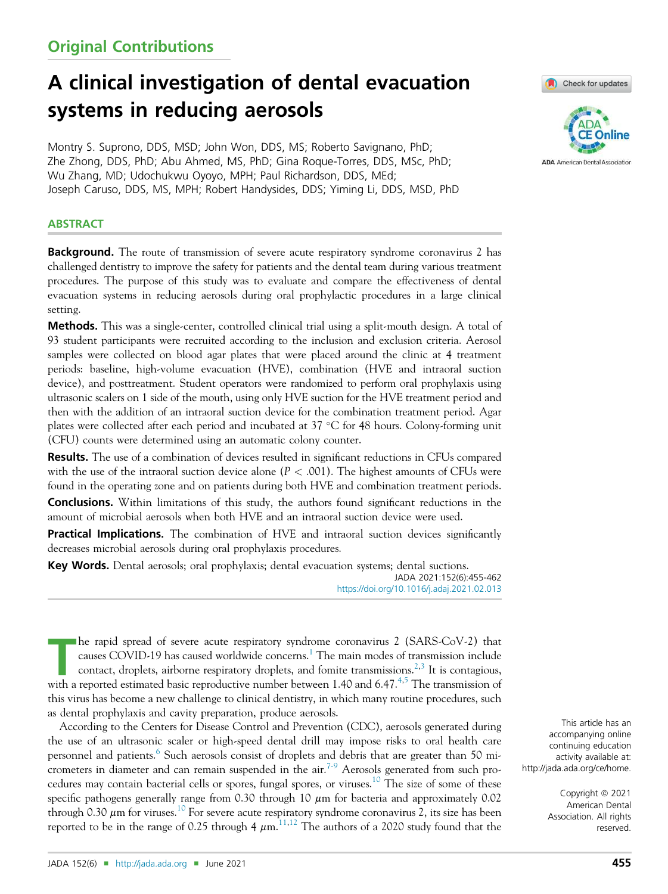Original Contributions

# A clinical investigation of dental evacuation systems in reducing aerosols

Montry S. Suprono, DDS, MSD; John Won, DDS, MS; Roberto Savignano, PhD; Zhe Zhong, DDS, PhD; Abu Ahmed, MS, PhD; Gina Roque-Torres, DDS, MSc, PhD; Wu Zhang, MD; Udochukwu Oyoyo, MPH; Paul Richardson, DDS, MEd; Joseph Caruso, DDS, MS, MPH; Robert Handysides, DDS; Yiming Li, DDS, MSD, PhD

## ABSTRACT

**Background.** The route of transmission of severe acute respiratory syndrome coronavirus 2 has challenged dentistry to improve the safety for patients and the dental team during various treatment procedures. The purpose of this study was to evaluate and compare the effectiveness of dental evacuation systems in reducing aerosols during oral prophylactic procedures in a large clinical setting.

**Methods.** This was a single-center, controlled clinical trial using a split-mouth design. A total of 93 student participants were recruited according to the inclusion and exclusion criteria. Aerosol samples were collected on blood agar plates that were placed around the clinic at 4 treatment periods: baseline, high-volume evacuation (HVE), combination (HVE and intraoral suction device), and posttreatment. Student operators were randomized to perform oral prophylaxis using ultrasonic scalers on 1 side of the mouth, using only HVE suction for the HVE treatment period and then with the addition of an intraoral suction device for the combination treatment period. Agar plates were collected after each period and incubated at 37 °C for 48 hours. Colony-forming unit (CFU) counts were determined using an automatic colony counter.

**Results.** The use of a combination of devices resulted in significant reductions in CFUs compared with the use of the intraoral suction device alone ($P < .001$). The highest amounts of CFUs were found in the operating zone and on patients during both HVE and combination treatment periods.

**Conclusions.** Within limitations of this study, the authors found significant reductions in the amount of microbial aerosols when both HVE and an intraoral suction device were used.

**Practical Implications.** The combination of HVE and intraoral suction devices significantly decreases microbial aerosols during oral prophylaxis procedures.

**Key Words.** Dental aerosols; oral prophylaxis; dental evacuation systems; dental suctions.

JADA 2021:152(6):455-462
https://doi.org/10.1016/j.adaj.2021.02.013

The rapid spread of severe acute respiratory syndrome coronavirus 2 (SARS-CoV-2) that causes COVID-19 has caused worldwide concerns.[1] The main modes of transmission include contact, droplets, airborne respiratory droplets, and fomite transmissions.[2,3] It is contagious, with a reported estimated basic reproductive number between 1.40 and 6.47.[4,5] The transmission of this virus has become a new challenge to clinical dentistry, in which many routine procedures, such as dental prophylaxis and cavity preparation, produce aerosols.

According to the Centers for Disease Control and Prevention (CDC), aerosols generated during the use of an ultrasonic scaler or high-speed dental drill may impose risks to oral health care personnel and patients.[6] Such aerosols consist of droplets and debris that are greater than 50 micrometers in diameter and can remain suspended in the air.[7-9] Aerosols generated from such procedures may contain bacterial cells or spores, fungal spores, or viruses.[10] The size of some of these specific pathogens generally range from 0.30 through 10 μm for bacteria and approximately 0.02 through 0.30 μm for viruses.[10] For severe acute respiratory syndrome coronavirus 2, its size has been reported to be in the range of 0.25 through 4 μm.[11,12] The authors of a 2020 study found that the

This article has an accompanying online continuing education activity available at: http://jada.ada.org/ce/home.

Copyright © 2021 American Dental Association. All rights reserved.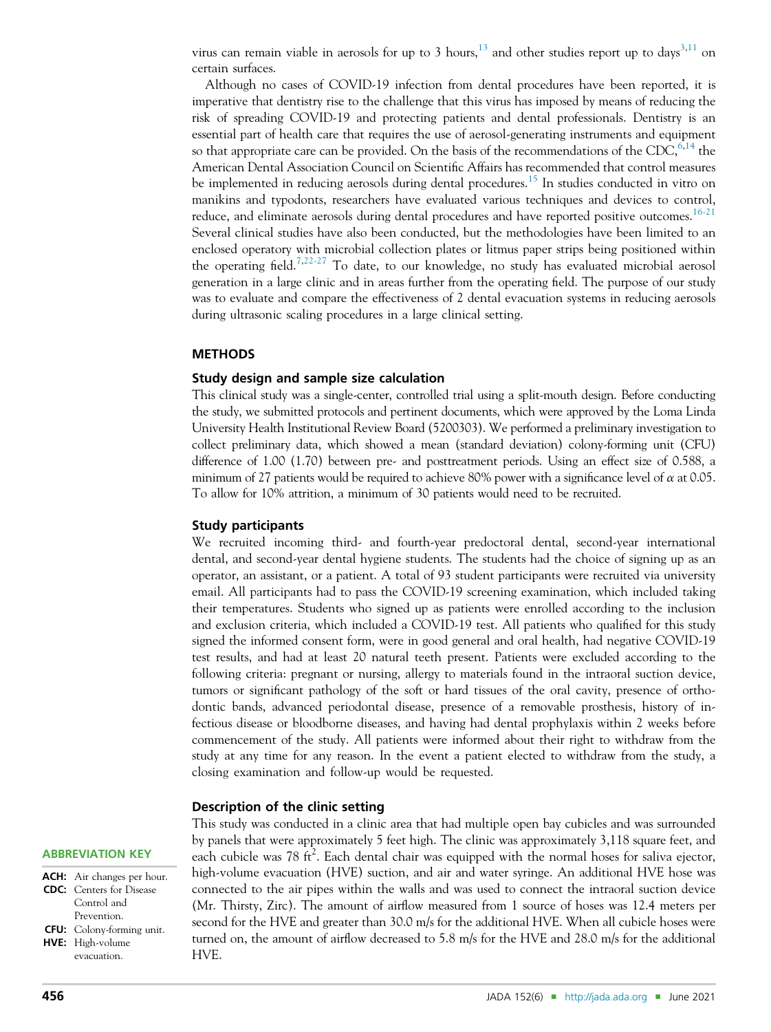virus can remain viable in aerosols for up to 3 hours,[13] and other studies report up to days[3,11] on certain surfaces.

Although no cases of COVID-19 infection from dental procedures have been reported, it is imperative that dentistry rise to the challenge that this virus has imposed by means of reducing the risk of spreading COVID-19 and protecting patients and dental professionals. Dentistry is an essential part of health care that requires the use of aerosol-generating instruments and equipment so that appropriate care can be provided. On the basis of the recommendations of the CDC,[6,14] the American Dental Association Council on Scientific Affairs has recommended that control measures be implemented in reducing aerosols during dental procedures.[15] In studies conducted in vitro on manikins and typodonts, researchers have evaluated various techniques and devices to control, reduce, and eliminate aerosols during dental procedures and have reported positive outcomes.[16-21] Several clinical studies have also been conducted, but the methodologies have been limited to an enclosed operatory with microbial collection plates or litmus paper strips being positioned within the operating field.[7,22-27] To date, to our knowledge, no study has evaluated microbial aerosol generation in a large clinic and in areas further from the operating field. The purpose of our study was to evaluate and compare the effectiveness of 2 dental evacuation systems in reducing aerosols during ultrasonic scaling procedures in a large clinical setting.

## METHODS

### Study design and sample size calculation

This clinical study was a single-center, controlled trial using a split-mouth design. Before conducting the study, we submitted protocols and pertinent documents, which were approved by the Loma Linda University Health Institutional Review Board (5200303). We performed a preliminary investigation to collect preliminary data, which showed a mean (standard deviation) colony-forming unit (CFU) difference of 1.00 (1.70) between pre- and posttreatment periods. Using an effect size of 0.588, a minimum of 27 patients would be required to achieve 80% power with a significance level of $\alpha$ at 0.05. To allow for 10% attrition, a minimum of 30 patients would need to be recruited.

### Study participants

We recruited incoming third- and fourth-year predoctoral dental, second-year international dental, and second-year dental hygiene students. The students had the choice of signing up as an operator, an assistant, or a patient. A total of 93 student participants were recruited via university email. All participants had to pass the COVID-19 screening examination, which included taking their temperatures. Students who signed up as patients were enrolled according to the inclusion and exclusion criteria, which included a COVID-19 test. All patients who qualified for this study signed the informed consent form, were in good general and oral health, had negative COVID-19 test results, and had at least 20 natural teeth present. Patients were excluded according to the following criteria: pregnant or nursing, allergy to materials found in the intraoral suction device, tumors or significant pathology of the soft or hard tissues of the oral cavity, presence of orthodontic bands, advanced periodontal disease, presence of a removable prosthesis, history of infectious disease or bloodborne diseases, and having had dental prophylaxis within 2 weeks before commencement of the study. All patients were informed about their right to withdraw from the study at any time for any reason. In the event a patient elected to withdraw from the study, a closing examination and follow-up would be requested.

### Description of the clinic setting

This study was conducted in a clinic area that had multiple open bay cubicles and was surrounded by panels that were approximately 5 feet high. The clinic was approximately 3,118 square feet, and each cubicle was 78 $ft^2$. Each dental chair was equipped with the normal hoses for saliva ejector, high-volume evacuation (HVE) suction, and air and water syringe. An additional HVE hose was connected to the air pipes within the walls and was used to connect the intraoral suction device (Mr. Thirsty, Zirc). The amount of airflow measured from 1 source of hoses was 12.4 meters per second for the HVE and greater than 30.0 m/s for the additional HVE. When all cubicle hoses were turned on, the amount of airflow decreased to 5.8 m/s for the HVE and 28.0 m/s for the additional HVE.

**ABBREVIATION KEY**

**ACH:** Air changes per hour.
**CDC:** Centers for Disease Control and Prevention.
**CFU:** Colony-forming unit.
**HVE:** High-volume evacuation.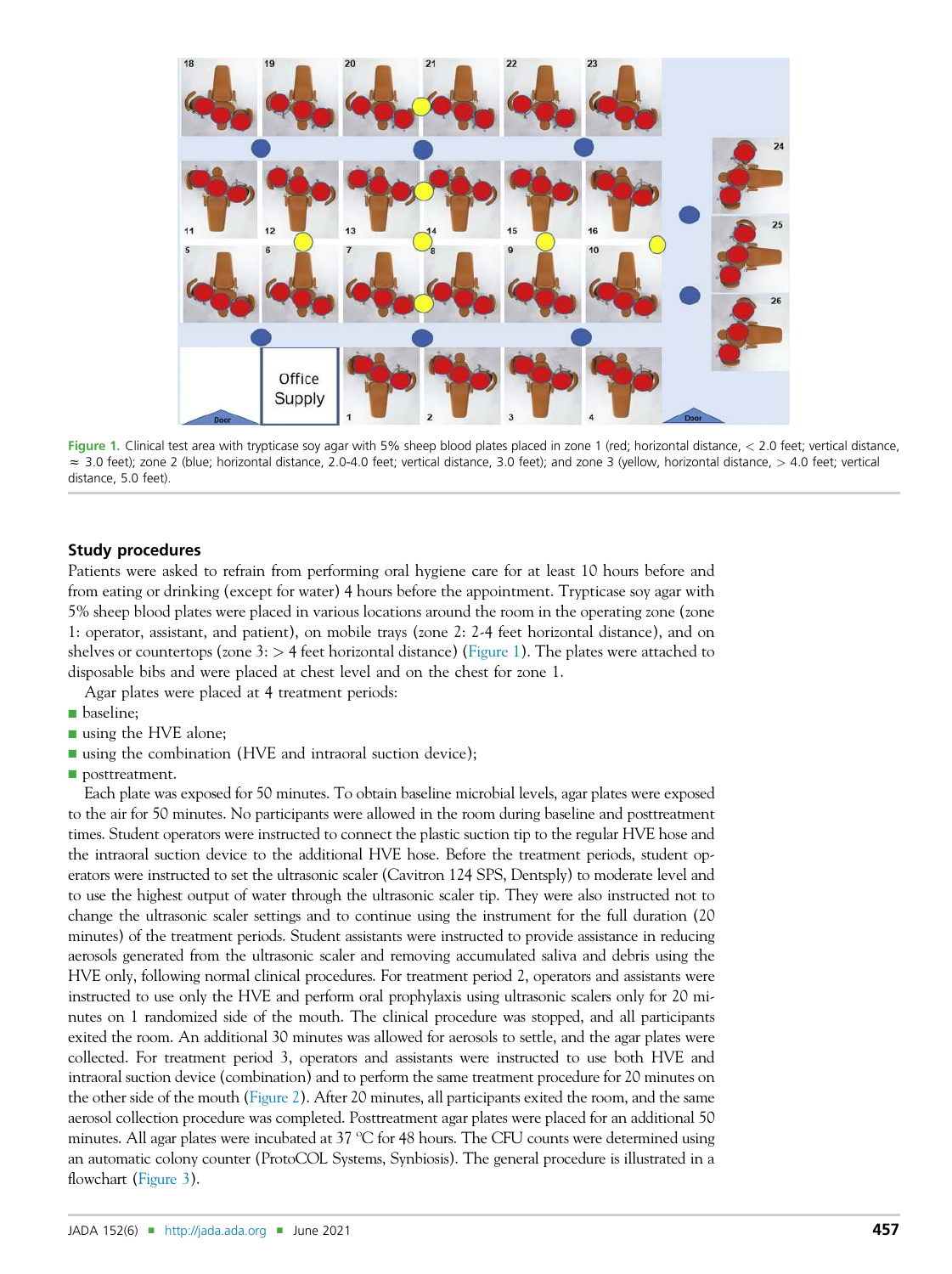Figure 1. Clinical test area with trypticase soy agar with 5% sheep blood plates placed in zone 1 (red; horizontal distance, < 2.0 feet; vertical distance, ≈ 3.0 feet); zone 2 (blue; horizontal distance, 2.0-4.0 feet; vertical distance, 3.0 feet); and zone 3 (yellow, horizontal distance, > 4.0 feet; vertical distance, 5.0 feet).

### Study procedures

Patients were asked to refrain from performing oral hygiene care for at least 10 hours before and from eating or drinking (except for water) 4 hours before the appointment. Trypticase soy agar with 5% sheep blood plates were placed in various locations around the room in the operating zone (zone 1: operator, assistant, and patient), on mobile trays (zone 2: 2-4 feet horizontal distance), and on shelves or countertops (zone 3: > 4 feet horizontal distance) (Figure 1). The plates were attached to disposable bibs and were placed at chest level and on the chest for zone 1.

Agar plates were placed at 4 treatment periods:

- baseline;
- using the HVE alone;
- using the combination (HVE and intraoral suction device);
- posttreatment.

Each plate was exposed for 50 minutes. To obtain baseline microbial levels, agar plates were exposed to the air for 50 minutes. No participants were allowed in the room during baseline and posttreatment times. Student operators were instructed to connect the plastic suction tip to the regular HVE hose and the intraoral suction device to the additional HVE hose. Before the treatment periods, student operators were instructed to set the ultrasonic scaler (Cavitron 124 SPS, Dentsply) to moderate level and to use the highest output of water through the ultrasonic scaler tip. They were also instructed not to change the ultrasonic scaler settings and to continue using the instrument for the full duration (20 minutes) of the treatment periods. Student assistants were instructed to provide assistance in reducing aerosols generated from the ultrasonic scaler and removing accumulated saliva and debris using the HVE only, following normal clinical procedures. For treatment period 2, operators and assistants were instructed to use only the HVE and perform oral prophylaxis using ultrasonic scalers only for 20 minutes on 1 randomized side of the mouth. The clinical procedure was stopped, and all participants exited the room. An additional 30 minutes was allowed for aerosols to settle, and the agar plates were collected. For treatment period 3, operators and assistants were instructed to use both HVE and intraoral suction device (combination) and to perform the same treatment procedure for 20 minutes on the other side of the mouth (Figure 2). After 20 minutes, all participants exited the room, and the same aerosol collection procedure was completed. Posttreatment agar plates were placed for an additional 50 minutes. All agar plates were incubated at 37 °C for 48 hours. The CFU counts were determined using an automatic colony counter (ProtoCOL Systems, Synbiosis). The general procedure is illustrated in a flowchart (Figure 3).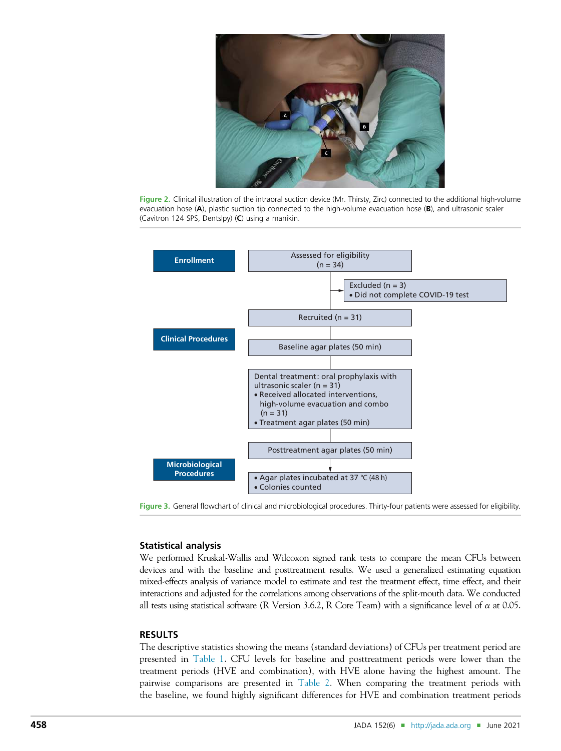Figure 2. Clinical illustration of the intraoral suction device (Mr. Thirsty, Zirc) connected to the additional high-volume evacuation hose (**A**), plastic suction tip connected to the high-volume evacuation hose (**B**), and ultrasonic scaler (Cavitron 124 SPS, Dentsply) (**C**) using a manikin.

**Enrollment**

- Assessed for eligibility (n = 34)
- Excluded (n = 3)
  - Did not complete COVID-19 test
- Recruited (n = 31)

**Clinical Procedures**

- Baseline agar plates (50 min)
- Dental treatment: oral prophylaxis with ultrasonic scaler (n = 31)
  - Received allocated interventions, high-volume evacuation and combo (n = 31)
  - Treatment agar plates (50 min)
- Posttreatment agar plates (50 min)

**Microbiological Procedures**

- Agar plates incubated at 37 °C (48 h)
- Colonies counted

Figure 3. General flowchart of clinical and microbiological procedures. Thirty-four patients were assessed for eligibility.

### Statistical analysis

We performed Kruskal-Wallis and Wilcoxon signed rank tests to compare the mean CFUs between devices and with the baseline and posttreatment results. We used a generalized estimating equation mixed-effects analysis of variance model to estimate and test the treatment effect, time effect, and their interactions and adjusted for the correlations among observations of the split-mouth data. We conducted all tests using statistical software (R Version 3.6.2, R Core Team) with a significance level of $\alpha$ at 0.05.

## RESULTS

The descriptive statistics showing the means (standard deviations) of CFUs per treatment period are presented in Table 1. CFU levels for baseline and posttreatment periods were lower than the treatment periods (HVE and combination), with HVE alone having the highest amount. The pairwise comparisons are presented in Table 2. When comparing the treatment periods with the baseline, we found highly significant differences for HVE and combination treatment periods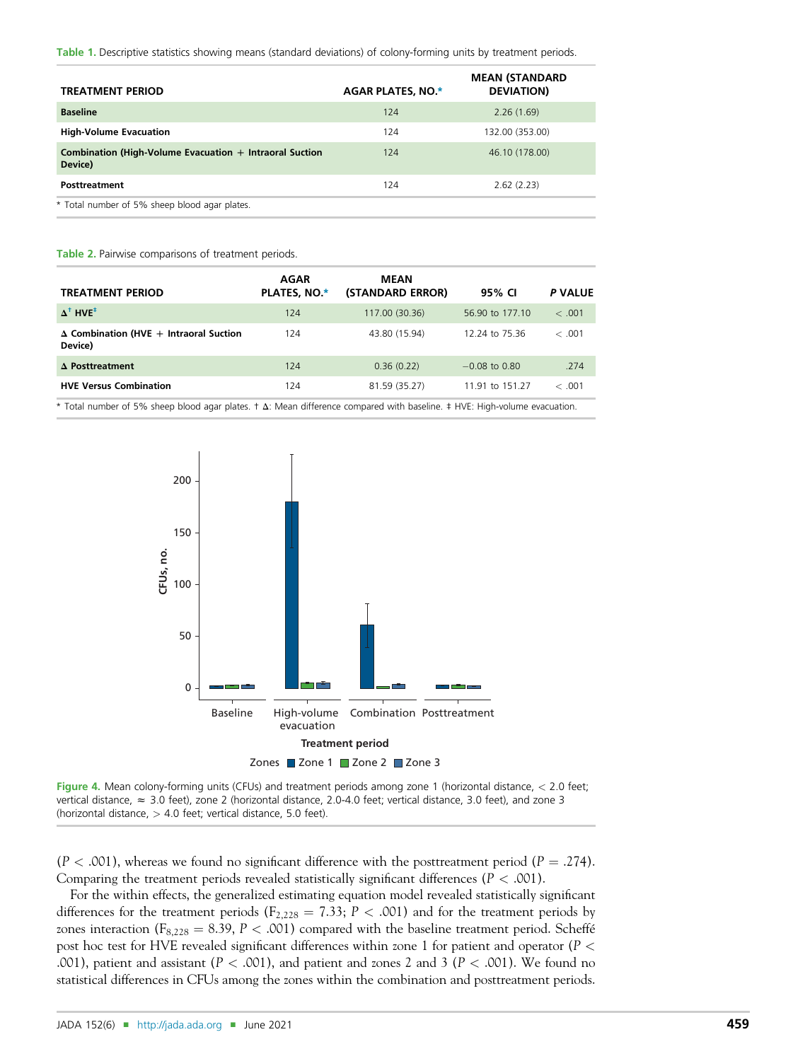Table 1. Descriptive statistics showing means (standard deviations) of colony-forming units by treatment periods.

| TREATMENT PERIOD | AGAR PLATES, NO.* | MEAN (STANDARD DEVIATION) |
|---|---|---|
| **Baseline** | 124 | 2.26 (1.69) |
| **High-Volume Evacuation** | 124 | 132.00 (353.00) |
| **Combination (High-Volume Evacuation + Intraoral Suction Device)** | 124 | 46.10 (178.00) |
| **Posttreatment** | 124 | 2.62 (2.23) |

\* Total number of 5% sheep blood agar plates.

Table 2. Pairwise comparisons of treatment periods.

| TREATMENT PERIOD | AGAR PLATES, NO.* | MEAN (STANDARD ERROR) | 95% CI | *P* VALUE |
|---|---|---|---|---|
| **Δ[†] HVE[‡]** | 124 | 117.00 (30.36) | 56.90 to 177.10 | < .001 |
| **Δ Combination (HVE + Intraoral Suction Device)** | 124 | 43.80 (15.94) | 12.24 to 75.36 | < .001 |
| **Δ Posttreatment** | 124 | 0.36 (0.22) | −0.08 to 0.80 | .274 |
| **HVE Versus Combination** | 124 | 81.59 (35.27) | 11.91 to 151.27 | < .001 |

\* Total number of 5% sheep blood agar plates. † Δ: Mean difference compared with baseline. ‡ HVE: High-volume evacuation.

Figure 4. Mean colony-forming units (CFUs) and treatment periods among zone 1 (horizontal distance, < 2.0 feet; vertical distance, ≈ 3.0 feet), zone 2 (horizontal distance, 2.0-4.0 feet; vertical distance, 3.0 feet), and zone 3 (horizontal distance, > 4.0 feet; vertical distance, 5.0 feet).

($P < .001$), whereas we found no significant difference with the posttreatment period ($P = .274$). Comparing the treatment periods revealed statistically significant differences ($P < .001$).

For the within effects, the generalized estimating equation model revealed statistically significant differences for the treatment periods ($F_{2,228} = 7.33$; $P < .001$) and for the treatment periods by zones interaction ($F_{8,228} = 8.39$, $P < .001$) compared with the baseline treatment period. Scheffé post hoc test for HVE revealed significant differences within zone 1 for patient and operator ($P < .001$), patient and assistant ($P < .001$), and patient and zones 2 and 3 ($P < .001$). We found no statistical differences in CFUs among the zones within the combination and posttreatment periods.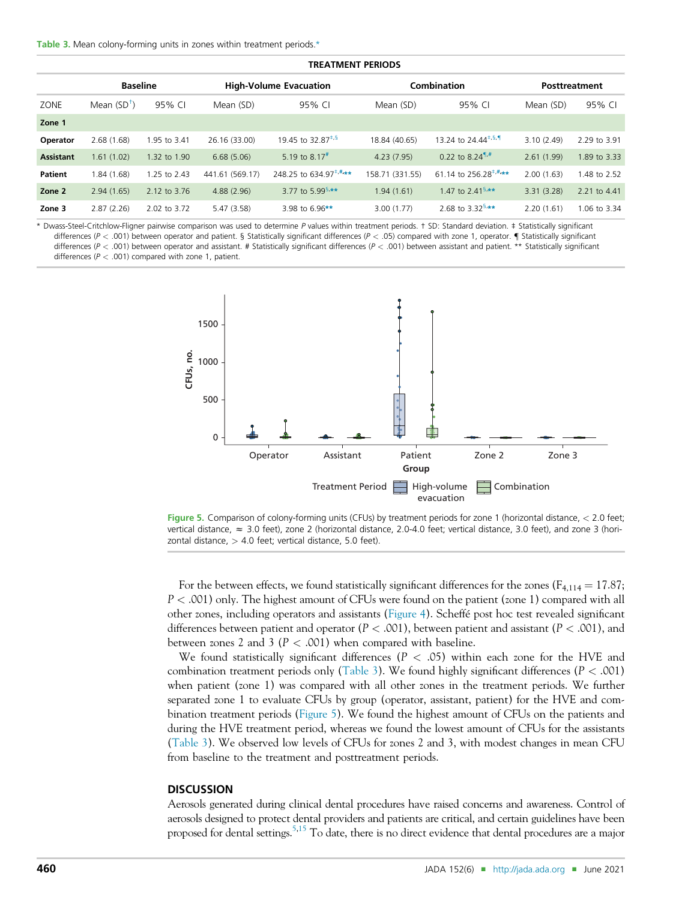Table 3. Mean colony-forming units in zones within treatment periods.*

| | TREATMENT PERIODS | | | | | | | |
|---|---|---|---|---|---|---|---|---|
| | Baseline | | High-Volume Evacuation | | Combination | | Posttreatment | |
| ZONE | Mean (SD†) | 95% CI | Mean (SD) | 95% CI | Mean (SD) | 95% CI | Mean (SD) | 95% CI |
| **Zone 1** | | | | | | | | |
| **Operator** | 2.68 (1.68) | 1.95 to 3.41 | 26.16 (33.00) | 19.45 to 32.87‡,§ | 18.84 (40.65) | 13.24 to 24.44‡,§,¶ | 3.10 (2.49) | 2.29 to 3.91 |
| **Assistant** | 1.61 (1.02) | 1.32 to 1.90 | 6.68 (5.06) | 5.19 to 8.17# | 4.23 (7.95) | 0.22 to 8.24¶,# | 2.61 (1.99) | 1.89 to 3.33 |
| **Patient** | 1.84 (1.68) | 1.25 to 2.43 | 441.61 (569.17) | 248.25 to 634.97‡,#,** | 158.71 (331.55) | 61.14 to 256.28‡,#,** | 2.00 (1.63) | 1.48 to 2.52 |
| **Zone 2** | 2.94 (1.65) | 2.12 to 3.76 | 4.88 (2.96) | 3.77 to 5.99§,** | 1.94 (1.61) | 1.47 to 2.41§,** | 3.31 (3.28) | 2.21 to 4.41 |
| **Zone 3** | 2.87 (2.26) | 2.02 to 3.72 | 5.47 (3.58) | 3.98 to 6.96** | 3.00 (1.77) | 2.68 to 3.32§,** | 2.20 (1.61) | 1.06 to 3.34 |

\* Dwass-Steel-Critchlow-Fligner pairwise comparison was used to determine P values within treatment periods. † SD: Standard deviation. ‡ Statistically significant differences ($P < .001$) between operator and patient. § Statistically significant differences ($P < .05$) compared with zone 1, operator. ¶ Statistically significant differences ($P < .001$) between operator and assistant. # Statistically significant differences ($P < .001$) between assistant and patient. ** Statistically significant differences ($P < .001$) compared with zone 1, patient.

Figure 5. Comparison of colony-forming units (CFUs) by treatment periods for zone 1 (horizontal distance, < 2.0 feet; vertical distance, ≈ 3.0 feet), zone 2 (horizontal distance, 2.0-4.0 feet; vertical distance, 3.0 feet), and zone 3 (horizontal distance, > 4.0 feet; vertical distance, 5.0 feet).

For the between effects, we found statistically significant differences for the zones ($F_{4,114} = 17.87$; $P < .001$) only. The highest amount of CFUs were found on the patient (zone 1) compared with all other zones, including operators and assistants (Figure 4). Scheffé post hoc test revealed significant differences between patient and operator ($P < .001$), between patient and assistant ($P < .001$), and between zones 2 and 3 ($P < .001$) when compared with baseline.

We found statistically significant differences ($P < .05$) within each zone for the HVE and combination treatment periods only (Table 3). We found highly significant differences ($P < .001$) when patient (zone 1) was compared with all other zones in the treatment periods. We further separated zone 1 to evaluate CFUs by group (operator, assistant, patient) for the HVE and combination treatment periods (Figure 5). We found the highest amount of CFUs on the patients and during the HVE treatment period, whereas we found the lowest amount of CFUs for the assistants (Table 3). We observed low levels of CFUs for zones 2 and 3, with modest changes in mean CFU from baseline to the treatment and posttreatment periods.

## DISCUSSION

Aerosols generated during clinical dental procedures have raised concerns and awareness. Control of aerosols designed to protect dental providers and patients are critical, and certain guidelines have been proposed for dental settings.[5,15] To date, there is no direct evidence that dental procedures are a major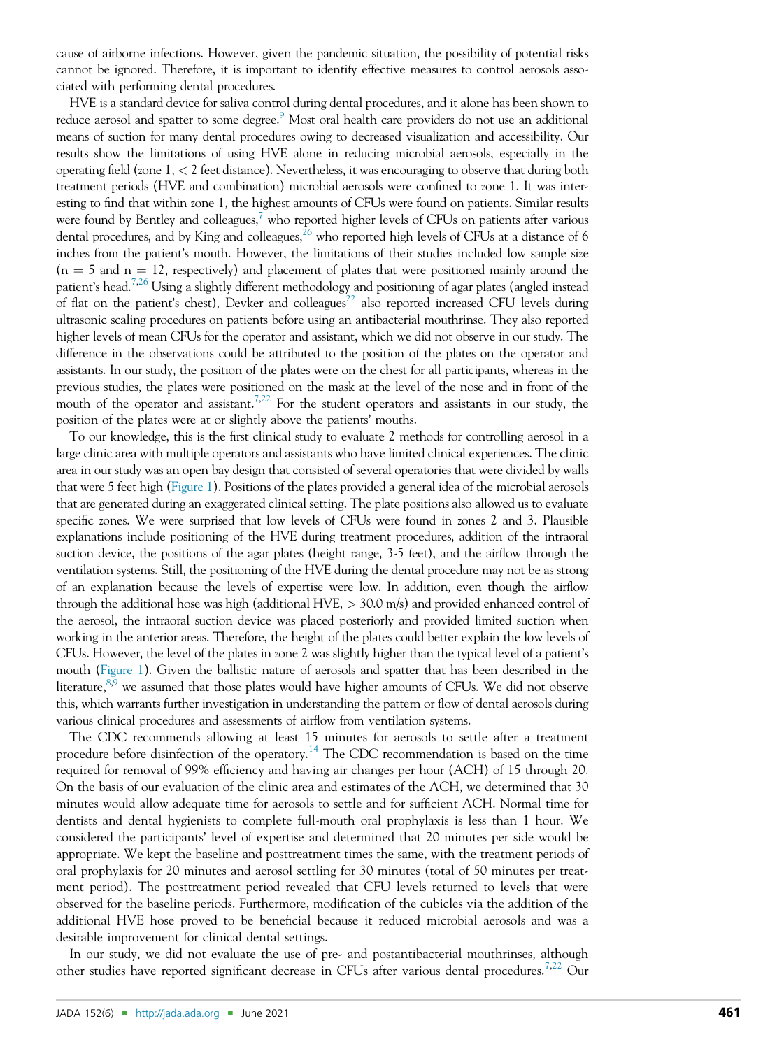cause of airborne infections. However, given the pandemic situation, the possibility of potential risks cannot be ignored. Therefore, it is important to identify effective measures to control aerosols associated with performing dental procedures.

HVE is a standard device for saliva control during dental procedures, and it alone has been shown to reduce aerosol and spatter to some degree.[9] Most oral health care providers do not use an additional means of suction for many dental procedures owing to decreased visualization and accessibility. Our results show the limitations of using HVE alone in reducing microbial aerosols, especially in the operating field (zone 1, < 2 feet distance). Nevertheless, it was encouraging to observe that during both treatment periods (HVE and combination) microbial aerosols were confined to zone 1. It was interesting to find that within zone 1, the highest amounts of CFUs were found on patients. Similar results were found by Bentley and colleagues,[7] who reported higher levels of CFUs on patients after various dental procedures, and by King and colleagues,[26] who reported high levels of CFUs at a distance of 6 inches from the patient's mouth. However, the limitations of their studies included low sample size (n = 5 and n = 12, respectively) and placement of plates that were positioned mainly around the patient's head.[7,26] Using a slightly different methodology and positioning of agar plates (angled instead of flat on the patient's chest), Devker and colleagues[22] also reported increased CFU levels during ultrasonic scaling procedures on patients before using an antibacterial mouthrinse. They also reported higher levels of mean CFUs for the operator and assistant, which we did not observe in our study. The difference in the observations could be attributed to the position of the plates on the operator and assistants. In our study, the position of the plates were on the chest for all participants, whereas in the previous studies, the plates were positioned on the mask at the level of the nose and in front of the mouth of the operator and assistant.[7,22] For the student operators and assistants in our study, the position of the plates were at or slightly above the patients' mouths.

To our knowledge, this is the first clinical study to evaluate 2 methods for controlling aerosol in a large clinic area with multiple operators and assistants who have limited clinical experiences. The clinic area in our study was an open bay design that consisted of several operatories that were divided by walls that were 5 feet high (Figure 1). Positions of the plates provided a general idea of the microbial aerosols that are generated during an exaggerated clinical setting. The plate positions also allowed us to evaluate specific zones. We were surprised that low levels of CFUs were found in zones 2 and 3. Plausible explanations include positioning of the HVE during treatment procedures, addition of the intraoral suction device, the positions of the agar plates (height range, 3-5 feet), and the airflow through the ventilation systems. Still, the positioning of the HVE during the dental procedure may not be as strong of an explanation because the levels of expertise were low. In addition, even though the airflow through the additional hose was high (additional HVE, > 30.0 m/s) and provided enhanced control of the aerosol, the intraoral suction device was placed posteriorly and provided limited suction when working in the anterior areas. Therefore, the height of the plates could better explain the low levels of CFUs. However, the level of the plates in zone 2 was slightly higher than the typical level of a patient's mouth (Figure 1). Given the ballistic nature of aerosols and spatter that has been described in the literature,[8,9] we assumed that those plates would have higher amounts of CFUs. We did not observe this, which warrants further investigation in understanding the pattern or flow of dental aerosols during various clinical procedures and assessments of airflow from ventilation systems.

The CDC recommends allowing at least 15 minutes for aerosols to settle after a treatment procedure before disinfection of the operatory.[14] The CDC recommendation is based on the time required for removal of 99% efficiency and having air changes per hour (ACH) of 15 through 20. On the basis of our evaluation of the clinic area and estimates of the ACH, we determined that 30 minutes would allow adequate time for aerosols to settle and for sufficient ACH. Normal time for dentists and dental hygienists to complete full-mouth oral prophylaxis is less than 1 hour. We considered the participants' level of expertise and determined that 20 minutes per side would be appropriate. We kept the baseline and posttreatment times the same, with the treatment periods of oral prophylaxis for 20 minutes and aerosol settling for 30 minutes (total of 50 minutes per treatment period). The posttreatment period revealed that CFU levels returned to levels that were observed for the baseline periods. Furthermore, modification of the cubicles via the addition of the additional HVE hose proved to be beneficial because it reduced microbial aerosols and was a desirable improvement for clinical dental settings.

In our study, we did not evaluate the use of pre- and postantibacterial mouthrinses, although other studies have reported significant decrease in CFUs after various dental procedures.[7,22] Our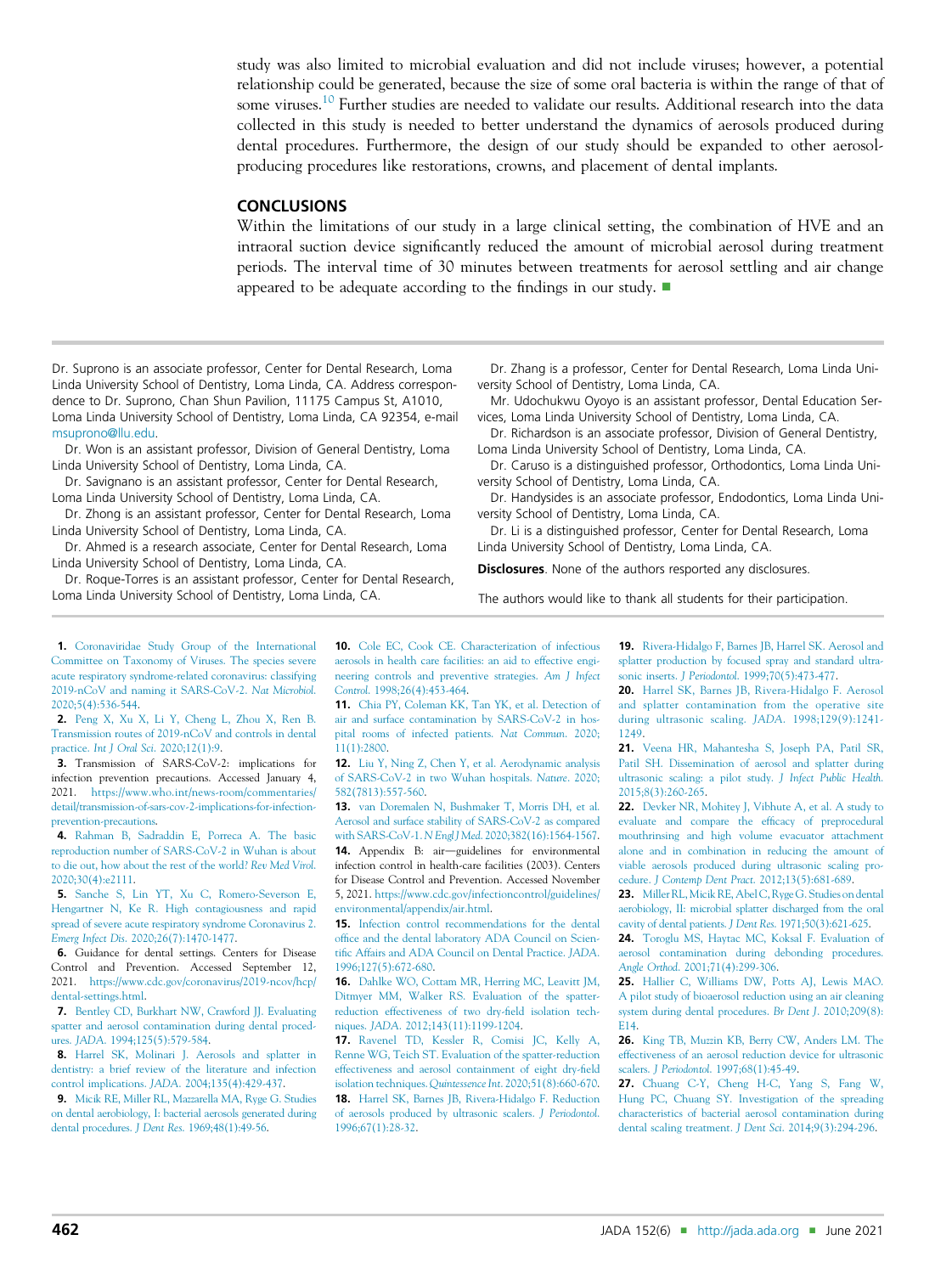study was also limited to microbial evaluation and did not include viruses; however, a potential relationship could be generated, because the size of some oral bacteria is within the range of that of some viruses.[10] Further studies are needed to validate our results. Additional research into the data collected in this study is needed to better understand the dynamics of aerosols produced during dental procedures. Furthermore, the design of our study should be expanded to other aerosol-producing procedures like restorations, crowns, and placement of dental implants.

## CONCLUSIONS

Within the limitations of our study in a large clinical setting, the combination of HVE and an intraoral suction device significantly reduced the amount of microbial aerosol during treatment periods. The interval time of 30 minutes between treatments for aerosol settling and air change appeared to be adequate according to the findings in our study. ■

---

Dr. Suprono is an associate professor, Center for Dental Research, Loma Linda University School of Dentistry, Loma Linda, CA. Address correspondence to Dr. Suprono, Chan Shun Pavilion, 11175 Campus St, A1010, Loma Linda University School of Dentistry, Loma Linda, CA 92354, e-mail msuprono@llu.edu.

Dr. Won is an assistant professor, Division of General Dentistry, Loma Linda University School of Dentistry, Loma Linda, CA.

Dr. Savignano is an assistant professor, Center for Dental Research, Loma Linda University School of Dentistry, Loma Linda, CA.

Dr. Zhong is an assistant professor, Center for Dental Research, Loma Linda University School of Dentistry, Loma Linda, CA.

Dr. Ahmed is a research associate, Center for Dental Research, Loma Linda University School of Dentistry, Loma Linda, CA.

Dr. Roque-Torres is an assistant professor, Center for Dental Research, Loma Linda University School of Dentistry, Loma Linda, CA.

Dr. Zhang is a professor, Center for Dental Research, Loma Linda University School of Dentistry, Loma Linda, CA.

Mr. Udochukwu Oyoyo is an assistant professor, Dental Education Services, Loma Linda University School of Dentistry, Loma Linda, CA.

Dr. Richardson is an associate professor, Division of General Dentistry, Loma Linda University School of Dentistry, Loma Linda, CA.

Dr. Caruso is a distinguished professor, Orthodontics, Loma Linda University School of Dentistry, Loma Linda, CA.

Dr. Handysides is an associate professor, Endodontics, Loma Linda University School of Dentistry, Loma Linda, CA.

Dr. Li is a distinguished professor, Center for Dental Research, Loma Linda University School of Dentistry, Loma Linda, CA.

**Disclosures**. None of the authors reported any disclosures.

The authors would like to thank all students for their participation.

---

1. Coronaviridae Study Group of the International Committee on Taxonomy of Viruses. The species severe acute respiratory syndrome-related coronavirus: classifying 2019-nCoV and naming it SARS-CoV-2. *Nat Microbiol.* 2020;5(4):536-544.
2. Peng X, Xu X, Li Y, Cheng L, Zhou X, Ren B. Transmission routes of 2019-nCoV and controls in dental practice. *Int J Oral Sci.* 2020;12(1):9.
3. Transmission of SARS-CoV-2: implications for infection prevention precautions. Accessed January 4, 2021. https://www.who.int/news-room/commentaries/detail/transmission-of-sars-cov-2-implications-for-infection-prevention-precautions.
4. Rahman B, Sadraddin E, Porreca A. The basic reproduction number of SARS-CoV-2 in Wuhan is about to die out, how about the rest of the world? *Rev Med Virol.* 2020;30(4):e2111.
5. Sanche S, Lin YT, Xu C, Romero-Severson E, Hengartner N, Ke R. High contagiousness and rapid spread of severe acute respiratory syndrome Coronavirus 2. *Emerg Infect Dis.* 2020;26(7):1470-1477.
6. Guidance for dental settings. Centers for Disease Control and Prevention. Accessed September 12, 2021. https://www.cdc.gov/coronavirus/2019-ncov/hcp/dental-settings.html.
7. Bentley CD, Burkhart NW, Crawford JJ. Evaluating spatter and aerosol contamination during dental procedures. *JADA.* 1994;125(5):579-584.
8. Harrel SK, Molinari J. Aerosols and splatter in dentistry: a brief review of the literature and infection control implications. *JADA.* 2004;135(4):429-437.
9. Micik RE, Miller RL, Mazzarella MA, Ryge G. Studies on dental aerobiology, I: bacterial aerosols generated during dental procedures. *J Dent Res.* 1969;48(1):49-56.
10. Cole EC, Cook CE. Characterization of infectious aerosols in health care facilities: an aid to effective engineering controls and preventive strategies. *Am J Infect Control.* 1998;26(4):453-464.
11. Chia PY, Coleman KK, Tan YK, et al. Detection of air and surface contamination by SARS-CoV-2 in hospital rooms of infected patients. *Nat Commun.* 2020;11(1):2800.
12. Liu Y, Ning Z, Chen Y, et al. Aerodynamic analysis of SARS-CoV-2 in two Wuhan hospitals. *Nature.* 2020;582(7813):557-560.
13. van Doremalen N, Bushmaker T, Morris DH, et al. Aerosol and surface stability of SARS-CoV-2 as compared with SARS-CoV-1. *N Engl J Med.* 2020;382(16):1564-1567.
14. Appendix B: air—guidelines for environmental infection control in health-care facilities (2003). Centers for Disease Control and Prevention. Accessed November 5, 2021. https://www.cdc.gov/infectioncontrol/guidelines/environmental/appendix/air.html.
15. Infection control recommendations for the dental office and the dental laboratory ADA Council on Scientific Affairs and ADA Council on Dental Practice. *JADA.* 1996;127(5):672-680.
16. Dahlke WO, Cottam MR, Herring MC, Leavitt JM, Ditmyer MM, Walker RS. Evaluation of the spatter-reduction effectiveness of two dry-field isolation techniques. *JADA.* 2012;143(11):1199-1204.
17. Ravenel TD, Kessler R, Comisi JC, Kelly A, Renne WG, Teich ST. Evaluation of the spatter-reduction effectiveness and aerosol containment of eight dry-field isolation techniques. *Quintessence Int.* 2020;51(8):660-670.
18. Harrel SK, Barnes JB, Rivera-Hidalgo F. Reduction of aerosols produced by ultrasonic scalers. *J Periodontol.* 1996;67(1):28-32.
19. Rivera-Hidalgo F, Barnes JB, Harrel SK. Aerosol and splatter production by focused spray and standard ultrasonic inserts. *J Periodontol.* 1999;70(5):473-477.
20. Harrel SK, Barnes JB, Rivera-Hidalgo F. Aerosol and splatter contamination from the operative site during ultrasonic scaling. *JADA.* 1998;129(9):1241-1249.
21. Veena HR, Mahantesha S, Joseph PA, Patil SR, Patil SH. Dissemination of aerosol and splatter during ultrasonic scaling: a pilot study. *J Infect Public Health.* 2015;8(3):260-265.
22. Devker NR, Mohitey J, Vibhute A, et al. A study to evaluate and compare the efficacy of preprocedural mouthrinsing and high volume evacuator attachment alone and in combination in reducing the amount of viable aerosols produced during ultrasonic scaling procedure. *J Contemp Dent Pract.* 2012;13(5):681-689.
23. Miller RL, Micik RE, Abel C, Ryge G. Studies on dental aerobiology, II: microbial splatter discharged from the oral cavity of dental patients. *J Dent Res.* 1971;50(3):621-625.
24. Toroglu MS, Haytac MC, Koksal F. Evaluation of aerosol contamination during debonding procedures. *Angle Orthod.* 2001;71(4):299-306.
25. Hallier C, Williams DW, Potts AJ, Lewis MAO. A pilot study of bioaerosol reduction using an air cleaning system during dental procedures. *Br Dent J.* 2010;209(8):E14.
26. King TB, Muzzin KB, Berry CW, Anders LM. The effectiveness of an aerosol reduction device for ultrasonic scalers. *J Periodontol.* 1997;68(1):45-49.
27. Chuang C-Y, Cheng H-C, Yang S, Fang W, Hung PC, Chuang SY. Investigation of the spreading characteristics of bacterial aerosol contamination during dental scaling treatment. *J Dent Sci.* 2014;9(3):294-296.